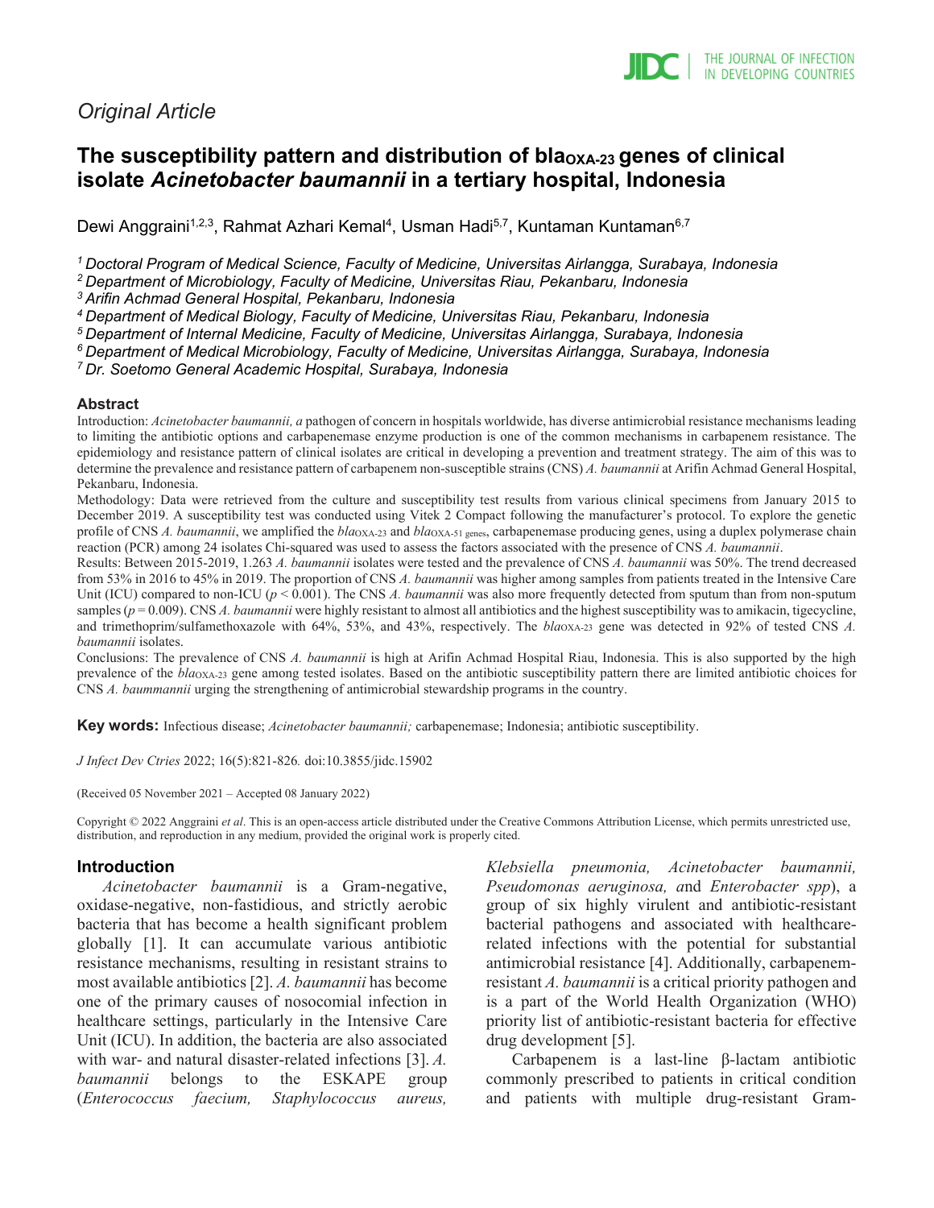Original Article

# The susceptibility pattern and distribution of $bla_{OXA-23}$ genes of clinical isolate *Acinetobacter baumannii* in a tertiary hospital, Indonesia

Dewi Anggraini[1,2,3], Rahmat Azhari Kemal[4], Usman Hadi[5,7], Kuntaman Kuntaman[6,7]

[1] *Doctoral Program of Medical Science, Faculty of Medicine, Universitas Airlangga, Surabaya, Indonesia*
[2] *Department of Microbiology, Faculty of Medicine, Universitas Riau, Pekanbaru, Indonesia*
[3] *Arifin Achmad General Hospital, Pekanbaru, Indonesia*
[4] *Department of Medical Biology, Faculty of Medicine, Universitas Riau, Pekanbaru, Indonesia*
[5] *Department of Internal Medicine, Faculty of Medicine, Universitas Airlangga, Surabaya, Indonesia*
[6] *Department of Medical Microbiology, Faculty of Medicine, Universitas Airlangga, Surabaya, Indonesia*
[7] *Dr. Soetomo General Academic Hospital, Surabaya, Indonesia*

## Abstract

Introduction: *Acinetobacter baumannii, a* pathogen of concern in hospitals worldwide, has diverse antimicrobial resistance mechanisms leading to limiting the antibiotic options and carbapenemase enzyme production is one of the common mechanisms in carbapenem resistance. The epidemiology and resistance pattern of clinical isolates are critical in developing a prevention and treatment strategy. The aim of this was to determine the prevalence and resistance pattern of carbapenem non-susceptible strains (CNS) *A. baumannii* at Arifin Achmad General Hospital, Pekanbaru, Indonesia.

Methodology: Data were retrieved from the culture and susceptibility test results from various clinical specimens from January 2015 to December 2019. A susceptibility test was conducted using Vitek 2 Compact following the manufacturer's protocol. To explore the genetic profile of CNS *A. baumannii*, we amplified the $bla_{OXA-23}$ and $bla_{OXA-51\ genes}$, carbapenemase producing genes, using a duplex polymerase chain reaction (PCR) among 24 isolates Chi-squared was used to assess the factors associated with the presence of CNS *A. baumannii*.

Results: Between 2015-2019, 1.263 *A. baumannii* isolates were tested and the prevalence of CNS *A. baumannii* was 50%. The trend decreased from 53% in 2016 to 45% in 2019. The proportion of CNS *A. baumannii* was higher among samples from patients treated in the Intensive Care Unit (ICU) compared to non-ICU ($p < 0.001$). The CNS *A. baumannii* was also more frequently detected from sputum than from non-sputum samples ($p = 0.009$). CNS *A. baumannii* were highly resistant to almost all antibiotics and the highest susceptibility was to amikacin, tigecycline, and trimethoprim/sulfamethoxazole with 64%, 53%, and 43%, respectively. The $bla_{OXA-23}$ gene was detected in 92% of tested CNS *A. baumannii* isolates.

Conclusions: The prevalence of CNS *A. baumannii* is high at Arifin Achmad Hospital Riau, Indonesia. This is also supported by the high prevalence of the $bla_{OXA-23}$ gene among tested isolates. Based on the antibiotic susceptibility pattern there are limited antibiotic choices for CNS *A. baummannii* urging the strengthening of antimicrobial stewardship programs in the country.

**Key words:** Infectious disease; *Acinetobacter baumannii;* carbapenemase; Indonesia; antibiotic susceptibility.

*J Infect Dev Ctries* 2022; 16(5):821-826*.* doi:10.3855/jidc.15902

(Received 05 November 2021 – Accepted 08 January 2022)

Copyright © 2022 Anggraini *et al*. This is an open-access article distributed under the Creative Commons Attribution License, which permits unrestricted use, distribution, and reproduction in any medium, provided the original work is properly cited.

## Introduction

*Acinetobacter baumannii* is a Gram-negative, oxidase-negative, non-fastidious, and strictly aerobic bacteria that has become a health significant problem globally [1]. It can accumulate various antibiotic resistance mechanisms, resulting in resistant strains to most available antibiotics [2]. *A. baumannii* has become one of the primary causes of nosocomial infection in healthcare settings, particularly in the Intensive Care Unit (ICU). In addition, the bacteria are also associated with war- and natural disaster-related infections [3]. *A. baumannii* belongs to the ESKAPE group (*Enterococcus faecium, Staphylococcus aureus, Klebsiella pneumonia, Acinetobacter baumannii, Pseudomonas aeruginosa, a*nd *Enterobacter spp*), a group of six highly virulent and antibiotic-resistant bacterial pathogens and associated with healthcare-related infections with the potential for substantial antimicrobial resistance [4]. Additionally, carbapenem-resistant *A. baumannii* is a critical priority pathogen and is a part of the World Health Organization (WHO) priority list of antibiotic-resistant bacteria for effective drug development [5].

Carbapenem is a last-line β-lactam antibiotic commonly prescribed to patients in critical condition and patients with multiple drug-resistant Gram-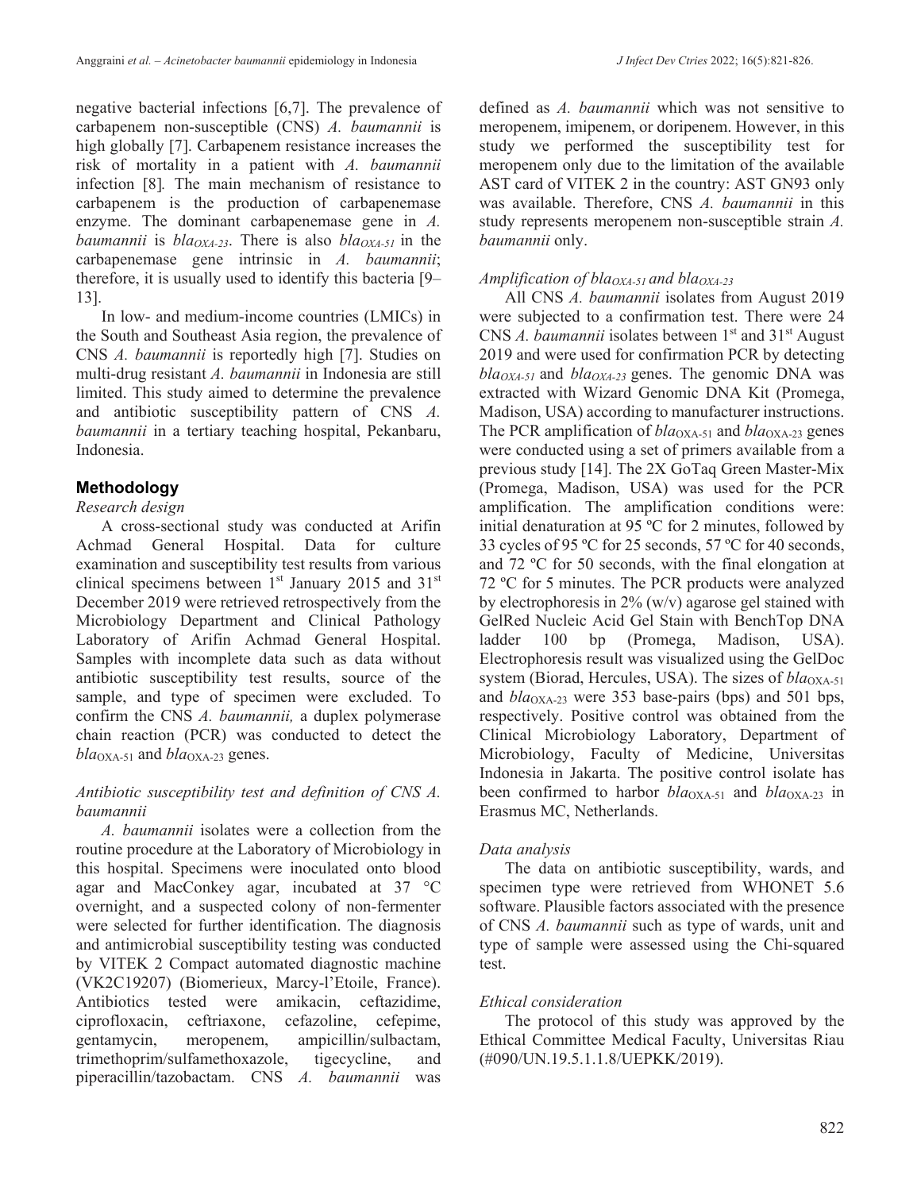negative bacterial infections [6,7]. The prevalence of carbapenem non-susceptible (CNS) *A. baumannii* is high globally [7]. Carbapenem resistance increases the risk of mortality in a patient with *A. baumannii* infection [8]. The main mechanism of resistance to carbapenem is the production of carbapenemase enzyme. The dominant carbapenemase gene in *A. baumannii* is $bla_{OXA-23}$. There is also $bla_{OXA-51}$ in the carbapenemase gene intrinsic in *A. baumannii*; therefore, it is usually used to identify this bacteria [9–13].

In low- and medium-income countries (LMICs) in the South and Southeast Asia region, the prevalence of CNS *A. baumannii* is reportedly high [7]. Studies on multi-drug resistant *A. baumannii* in Indonesia are still limited. This study aimed to determine the prevalence and antibiotic susceptibility pattern of CNS *A. baumannii* in a tertiary teaching hospital, Pekanbaru, Indonesia.

## Methodology

### *Research design*

A cross-sectional study was conducted at Arifin Achmad General Hospital. Data for culture examination and susceptibility test results from various clinical specimens between 1st January 2015 and 31st December 2019 were retrieved retrospectively from the Microbiology Department and Clinical Pathology Laboratory of Arifin Achmad General Hospital. Samples with incomplete data such as data without antibiotic susceptibility test results, source of the sample, and type of specimen were excluded. To confirm the CNS *A. baumannii*, a duplex polymerase chain reaction (PCR) was conducted to detect the $bla_{OXA-51}$ and $bla_{OXA-23}$ genes.

### *Antibiotic susceptibility test and definition of CNS A. baumannii*

*A. baumannii* isolates were a collection from the routine procedure at the Laboratory of Microbiology in this hospital. Specimens were inoculated onto blood agar and MacConkey agar, incubated at 37 °C overnight, and a suspected colony of non-fermenter were selected for further identification. The diagnosis and antimicrobial susceptibility testing was conducted by VITEK 2 Compact automated diagnostic machine (VK2C19207) (Biomerieux, Marcy-l'Etoile, France). Antibiotics tested were amikacin, ceftazidime, ciprofloxacin, ceftriaxone, cefazoline, cefepime, gentamycin, meropenem, ampicillin/sulbactam, trimethoprim/sulfamethoxazole, tigecycline, and piperacillin/tazobactam. CNS *A. baumannii* was defined as *A. baumannii* which was not sensitive to meropenem, imipenem, or doripenem. However, in this study we performed the susceptibility test for meropenem only due to the limitation of the available AST card of VITEK 2 in the country: AST GN93 only was available. Therefore, CNS *A. baumannii* in this study represents meropenem non-susceptible strain *A. baumannii* only.

### *Amplification of $bla_{OXA-51}$ and $bla_{OXA-23}$*

All CNS *A. baumannii* isolates from August 2019 were subjected to a confirmation test. There were 24 CNS *A. baumannii* isolates between 1st and 31st August 2019 and were used for confirmation PCR by detecting $bla_{OXA-51}$ and $bla_{OXA-23}$ genes. The genomic DNA was extracted with Wizard Genomic DNA Kit (Promega, Madison, USA) according to manufacturer instructions. The PCR amplification of $bla_{OXA-51}$ and $bla_{OXA-23}$ genes were conducted using a set of primers available from a previous study [14]. The 2X GoTaq Green Master-Mix (Promega, Madison, USA) was used for the PCR amplification. The amplification conditions were: initial denaturation at 95 ºC for 2 minutes, followed by 33 cycles of 95 ºC for 25 seconds, 57 ºC for 40 seconds, and 72 ºC for 50 seconds, with the final elongation at 72 ºC for 5 minutes. The PCR products were analyzed by electrophoresis in 2% (w/v) agarose gel stained with GelRed Nucleic Acid Gel Stain with BenchTop DNA ladder 100 bp (Promega, Madison, USA). Electrophoresis result was visualized using the GelDoc system (Biorad, Hercules, USA). The sizes of $bla_{OXA-51}$ and $bla_{OXA-23}$ were 353 base-pairs (bps) and 501 bps, respectively. Positive control was obtained from the Clinical Microbiology Laboratory, Department of Microbiology, Faculty of Medicine, Universitas Indonesia in Jakarta. The positive control isolate has been confirmed to harbor $bla_{OXA-51}$ and $bla_{OXA-23}$ in Erasmus MC, Netherlands.

### *Data analysis*

The data on antibiotic susceptibility, wards, and specimen type were retrieved from WHONET 5.6 software. Plausible factors associated with the presence of CNS *A. baumannii* such as type of wards, unit and type of sample were assessed using the Chi-squared test.

### *Ethical consideration*

The protocol of this study was approved by the Ethical Committee Medical Faculty, Universitas Riau (#090/UN.19.5.1.1.8/UEPKK/2019).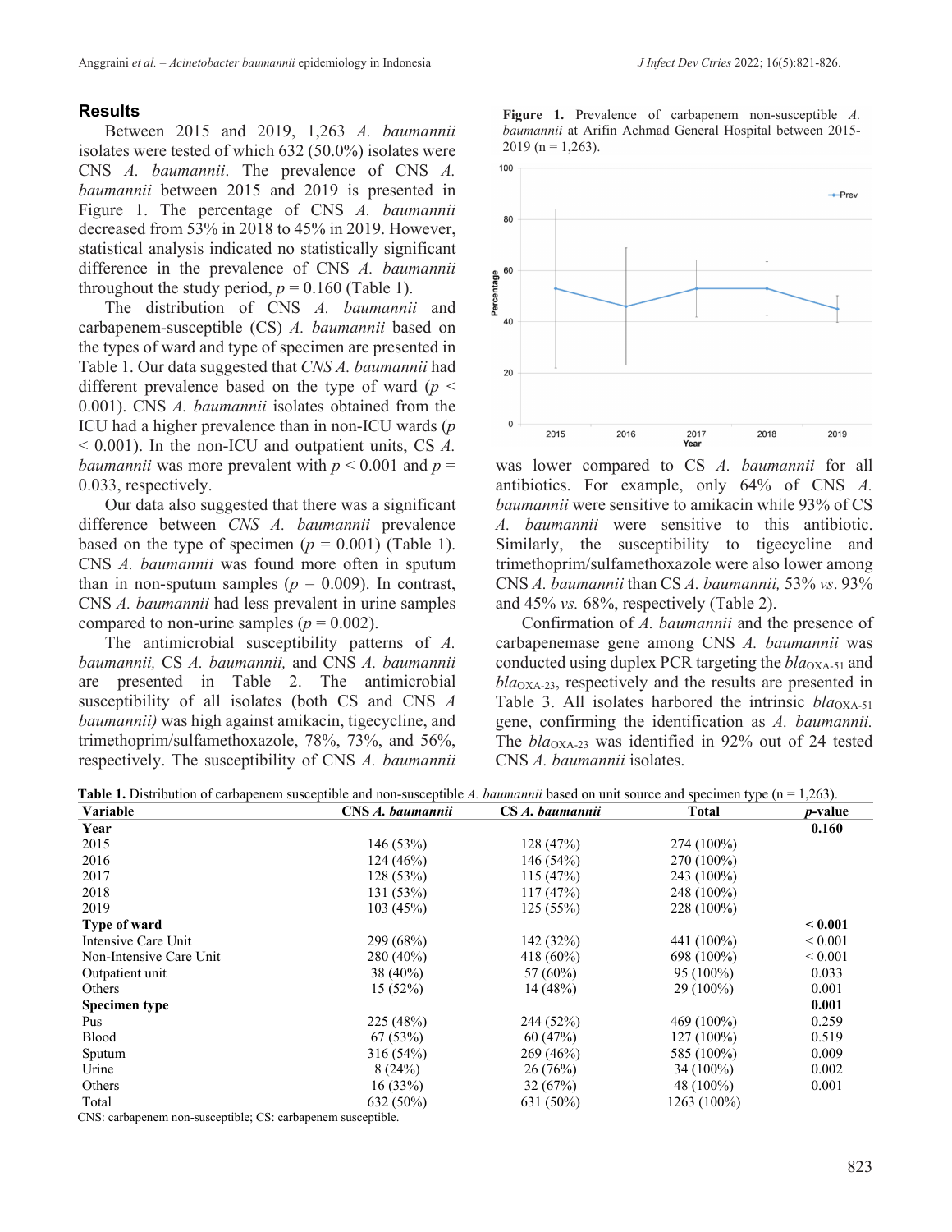## Results

Between 2015 and 2019, 1,263 *A. baumannii* isolates were tested of which 632 (50.0%) isolates were CNS *A. baumannii*. The prevalence of CNS *A. baumannii* between 2015 and 2019 is presented in Figure 1. The percentage of CNS *A. baumannii* decreased from 53% in 2018 to 45% in 2019. However, statistical analysis indicated no statistically significant difference in the prevalence of CNS *A. baumannii* throughout the study period, $p = 0.160$ (Table 1).

The distribution of CNS *A. baumannii* and carbapenem-susceptible (CS) *A. baumannii* based on the types of ward and type of specimen are presented in Table 1. Our data suggested that *CNS A. baumannii* had different prevalence based on the type of ward ($p < 0.001$). CNS *A. baumannii* isolates obtained from the ICU had a higher prevalence than in non-ICU wards ($p < 0.001$). In the non-ICU and outpatient units, CS *A. baumannii* was more prevalent with $p < 0.001$ and $p = 0.033$, respectively.

Our data also suggested that there was a significant difference between *CNS A. baumannii* prevalence based on the type of specimen ($p = 0.001$) (Table 1). CNS *A. baumannii* was found more often in sputum than in non-sputum samples ($p = 0.009$). In contrast, CNS *A. baumannii* had less prevalent in urine samples compared to non-urine samples ($p = 0.002$).

The antimicrobial susceptibility patterns of *A. baumannii,* CS *A. baumannii,* and CNS *A. baumannii* are presented in Table 2. The antimicrobial susceptibility of all isolates (both CS and CNS *A baumannii)* was high against amikacin, tigecycline, and trimethoprim/sulfamethoxazole, 78%, 73%, and 56%, respectively. The susceptibility of CNS *A. baumannii* was lower compared to CS *A. baumannii* for all antibiotics. For example, only 64% of CNS *A. baumannii* were sensitive to amikacin while 93% of CS *A. baumannii* were sensitive to this antibiotic. Similarly, the susceptibility to tigecycline and trimethoprim/sulfamethoxazole were also lower among CNS *A. baumannii* than CS *A. baumannii,* 53% *vs*. 93% and 45% *vs.* 68%, respectively (Table 2).

Confirmation of *A. baumannii* and the presence of carbapenemase gene among CNS *A. baumannii* was conducted using duplex PCR targeting the $bla_{OXA-51}$ and $bla_{OXA-23}$, respectively and the results are presented in Table 3. All isolates harbored the intrinsic $bla_{OXA-51}$ gene, confirming the identification as *A. baumannii.* The $bla_{OXA-23}$ was identified in 92% out of 24 tested CNS *A. baumannii* isolates.

**Figure 1.** Prevalence of carbapenem non-susceptible *A. baumannii* at Arifin Achmad General Hospital between 2015-2019 (n = 1,263).

**Table 1.** Distribution of carbapenem susceptible and non-susceptible *A. baumannii* based on unit source and specimen type (n = 1,263).

| Variable | CNS *A. baumannii* | CS *A. baumannii* | Total | *p*-value |
|---|---|---|---|---|
| **Year** | | | | **0.160** |
| 2015 | 146 (53%) | 128 (47%) | 274 (100%) | |
| 2016 | 124 (46%) | 146 (54%) | 270 (100%) | |
| 2017 | 128 (53%) | 115 (47%) | 243 (100%) | |
| 2018 | 131 (53%) | 117 (47%) | 248 (100%) | |
| 2019 | 103 (45%) | 125 (55%) | 228 (100%) | |
| **Type of ward** | | | | **< 0.001** |
| Intensive Care Unit | 299 (68%) | 142 (32%) | 441 (100%) | < 0.001 |
| Non-Intensive Care Unit | 280 (40%) | 418 (60%) | 698 (100%) | < 0.001 |
| Outpatient unit | 38 (40%) | 57 (60%) | 95 (100%) | 0.033 |
| Others | 15 (52%) | 14 (48%) | 29 (100%) | 0.001 |
| **Specimen type** | | | | **0.001** |
| Pus | 225 (48%) | 244 (52%) | 469 (100%) | 0.259 |
| Blood | 67 (53%) | 60 (47%) | 127 (100%) | 0.519 |
| Sputum | 316 (54%) | 269 (46%) | 585 (100%) | 0.009 |
| Urine | 8 (24%) | 26 (76%) | 34 (100%) | 0.002 |
| Others | 16 (33%) | 32 (67%) | 48 (100%) | 0.001 |
| Total | 632 (50%) | 631 (50%) | 1263 (100%) | |

CNS: carbapenem non-susceptible; CS: carbapenem susceptible.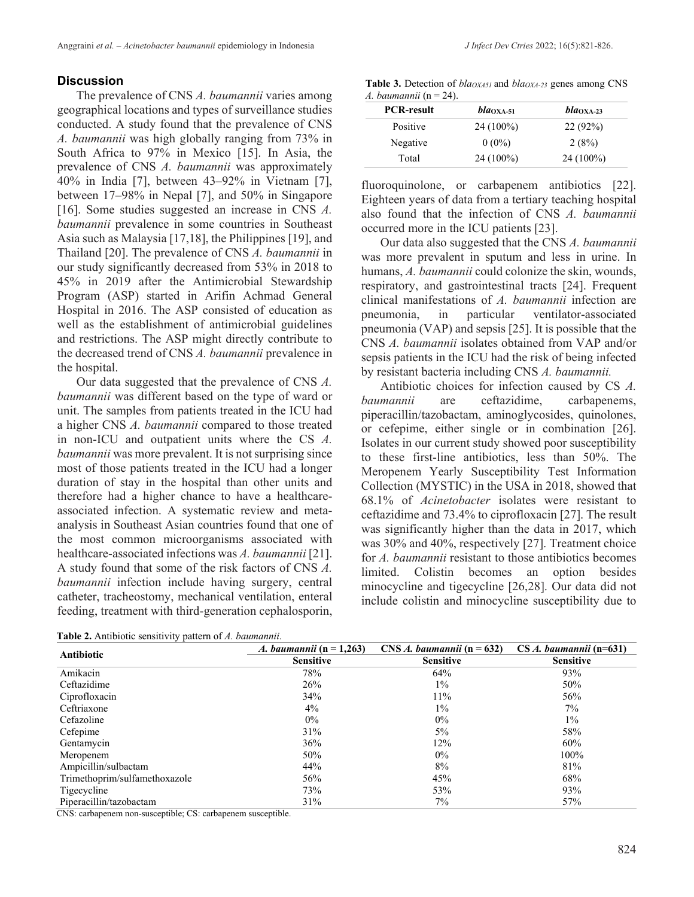## Discussion

The prevalence of CNS *A. baumannii* varies among geographical locations and types of surveillance studies conducted. A study found that the prevalence of CNS *A. baumannii* was high globally ranging from 73% in South Africa to 97% in Mexico [15]. In Asia, the prevalence of CNS *A. baumannii* was approximately 40% in India [7], between 43–92% in Vietnam [7], between 17–98% in Nepal [7], and 50% in Singapore [16]. Some studies suggested an increase in CNS *A. baumannii* prevalence in some countries in Southeast Asia such as Malaysia [17,18], the Philippines [19], and Thailand [20]. The prevalence of CNS *A. baumannii* in our study significantly decreased from 53% in 2018 to 45% in 2019 after the Antimicrobial Stewardship Program (ASP) started in Arifin Achmad General Hospital in 2016. The ASP consisted of education as well as the establishment of antimicrobial guidelines and restrictions. The ASP might directly contribute to the decreased trend of CNS *A. baumannii* prevalence in the hospital.

Our data suggested that the prevalence of CNS *A. baumannii* was different based on the type of ward or unit. The samples from patients treated in the ICU had a higher CNS *A. baumannii* compared to those treated in non-ICU and outpatient units where the CS *A. baumannii* was more prevalent. It is not surprising since most of those patients treated in the ICU had a longer duration of stay in the hospital than other units and therefore had a higher chance to have a healthcare-associated infection. A systematic review and meta-analysis in Southeast Asian countries found that one of the most common microorganisms associated with healthcare-associated infections was *A. baumannii* [21]. A study found that some of the risk factors of CNS *A. baumannii* infection include having surgery, central catheter, tracheostomy, mechanical ventilation, enteral feeding, treatment with third-generation cephalosporin, fluoroquinolone, or carbapenem antibiotics [22]. Eighteen years of data from a tertiary teaching hospital also found that the infection of CNS *A. baumannii* occurred more in the ICU patients [23].

**Table 3.** Detection of $bla_{OXA51}$ and $bla_{OXA-23}$ genes among CNS *A. baumannii* (n = 24).

| PCR-result | $bla_{OXA-51}$ | $bla_{OXA-23}$ |
|---|---|---|
| Positive | 24 (100%) | 22 (92%) |
| Negative | 0 (0%) | 2 (8%) |
| Total | 24 (100%) | 24 (100%) |

Our data also suggested that the CNS *A. baumannii* was more prevalent in sputum and less in urine. In humans, *A. baumannii* could colonize the skin, wounds, respiratory, and gastrointestinal tracts [24]. Frequent clinical manifestations of *A. baumannii* infection are pneumonia, in particular ventilator-associated pneumonia (VAP) and sepsis [25]. It is possible that the CNS *A. baumannii* isolates obtained from VAP and/or sepsis patients in the ICU had the risk of being infected by resistant bacteria including CNS *A. baumannii.*

Antibiotic choices for infection caused by CS *A. baumannii* are ceftazidime, carbapenems, piperacillin/tazobactam, aminoglycosides, quinolones, or cefepime, either single or in combination [26]. Isolates in our current study showed poor susceptibility to these first-line antibiotics, less than 50%. The Meropenem Yearly Susceptibility Test Information Collection (MYSTIC) in the USA in 2018, showed that 68.1% of *Acinetobacter* isolates were resistant to ceftazidime and 73.4% to ciprofloxacin [27]. The result was significantly higher than the data in 2017, which was 30% and 40%, respectively [27]. Treatment choice for *A. baumannii* resistant to those antibiotics becomes limited. Colistin becomes an option besides minocycline and tigecycline [26,28]. Our data did not include colistin and minocycline susceptibility due to

**Table 2.** Antibiotic sensitivity pattern of *A. baumannii.*

| Antibiotic | *A. baumannii* (n = 1,263) | CNS *A. baumannii* (n = 632) | CS *A. baumannii* (n=631) |
|---|---|---|---|
| | Sensitive | Sensitive | Sensitive |
| Amikacin | 78% | 64% | 93% |
| Ceftazidime | 26% | 1% | 50% |
| Ciprofloxacin | 34% | 11% | 56% |
| Ceftriaxone | 4% | 1% | 7% |
| Cefazoline | 0% | 0% | 1% |
| Cefepime | 31% | 5% | 58% |
| Gentamycin | 36% | 12% | 60% |
| Meropenem | 50% | 0% | 100% |
| Ampicillin/sulbactam | 44% | 8% | 81% |
| Trimethoprim/sulfamethoxazole | 56% | 45% | 68% |
| Tigecycline | 73% | 53% | 93% |
| Piperacillin/tazobactam | 31% | 7% | 57% |

CNS: carbapenem non-susceptible; CS: carbapenem susceptible.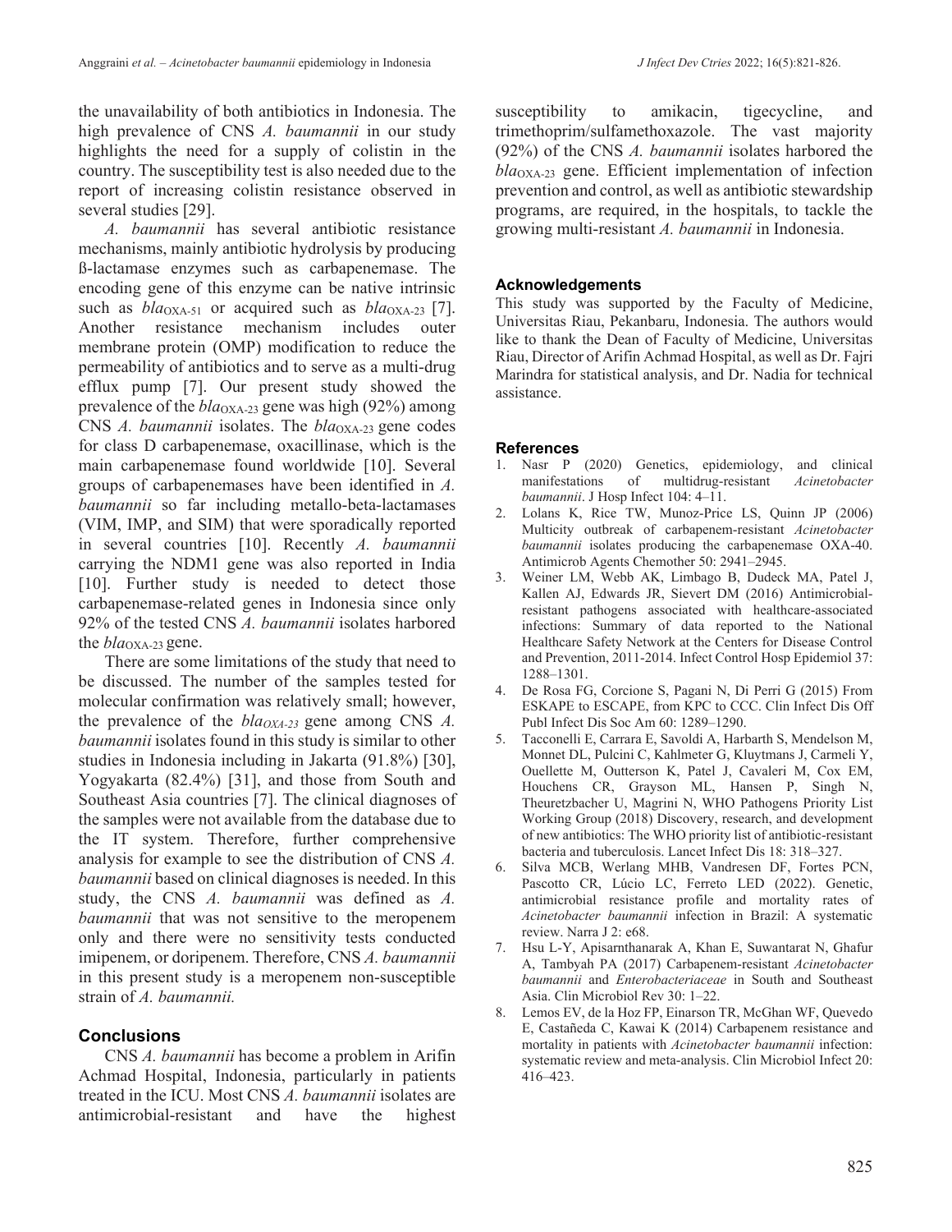the unavailability of both antibiotics in Indonesia. The high prevalence of CNS *A. baumannii* in our study highlights the need for a supply of colistin in the country. The susceptibility test is also needed due to the report of increasing colistin resistance observed in several studies [29].

*A. baumannii* has several antibiotic resistance mechanisms, mainly antibiotic hydrolysis by producing ß-lactamase enzymes such as carbapenemase. The encoding gene of this enzyme can be native intrinsic such as *bla*$_{OXA-51}$ or acquired such as *bla*$_{OXA-23}$ [7]. Another resistance mechanism includes outer membrane protein (OMP) modification to reduce the permeability of antibiotics and to serve as a multi-drug efflux pump [7]. Our present study showed the prevalence of the *bla*$_{OXA-23}$ gene was high (92%) among CNS *A. baumannii* isolates. The *bla*$_{OXA-23}$ gene codes for class D carbapenemase, oxacillinase, which is the main carbapenemase found worldwide [10]. Several groups of carbapenemases have been identified in *A. baumannii* so far including metallo-beta-lactamases (VIM, IMP, and SIM) that were sporadically reported in several countries [10]. Recently *A. baumannii* carrying the NDM1 gene was also reported in India [10]. Further study is needed to detect those carbapenemase-related genes in Indonesia since only 92% of the tested CNS *A. baumannii* isolates harbored the *bla*$_{OXA-23}$ gene.

There are some limitations of the study that need to be discussed. The number of the samples tested for molecular confirmation was relatively small; however, the prevalence of the *bla*$_{OXA-23}$ gene among CNS *A. baumannii* isolates found in this study is similar to other studies in Indonesia including in Jakarta (91.8%) [30], Yogyakarta (82.4%) [31], and those from South and Southeast Asia countries [7]. The clinical diagnoses of the samples were not available from the database due to the IT system. Therefore, further comprehensive analysis for example to see the distribution of CNS *A. baumannii* based on clinical diagnoses is needed. In this study, the CNS *A. baumannii* was defined as *A. baumannii* that was not sensitive to the meropenem only and there were no sensitivity tests conducted imipenem, or doripenem. Therefore, CNS *A. baumannii* in this present study is a meropenem non-susceptible strain of *A. baumannii.*

## Conclusions

CNS *A. baumannii* has become a problem in Arifin Achmad Hospital, Indonesia, particularly in patients treated in the ICU. Most CNS *A. baumannii* isolates are antimicrobial-resistant and have the highest susceptibility to amikacin, tigecycline, and trimethoprim/sulfamethoxazole. The vast majority (92%) of the CNS *A. baumannii* isolates harbored the *bla*$_{OXA-23}$ gene. Efficient implementation of infection prevention and control, as well as antibiotic stewardship programs, are required, in the hospitals, to tackle the growing multi-resistant *A. baumannii* in Indonesia.

## Acknowledgements

This study was supported by the Faculty of Medicine, Universitas Riau, Pekanbaru, Indonesia. The authors would like to thank the Dean of Faculty of Medicine, Universitas Riau, Director of Arifin Achmad Hospital, as well as Dr. Fajri Marindra for statistical analysis, and Dr. Nadia for technical assistance.

## References

1. Nasr P (2020) Genetics, epidemiology, and clinical manifestations of multidrug-resistant *Acinetobacter baumannii*. J Hosp Infect 104: 4–11.
2. Lolans K, Rice TW, Munoz-Price LS, Quinn JP (2006) Multicity outbreak of carbapenem-resistant *Acinetobacter baumannii* isolates producing the carbapenemase OXA-40. Antimicrob Agents Chemother 50: 2941–2945.
3. Weiner LM, Webb AK, Limbago B, Dudeck MA, Patel J, Kallen AJ, Edwards JR, Sievert DM (2016) Antimicrobial-resistant pathogens associated with healthcare-associated infections: Summary of data reported to the National Healthcare Safety Network at the Centers for Disease Control and Prevention, 2011-2014. Infect Control Hosp Epidemiol 37: 1288–1301.
4. De Rosa FG, Corcione S, Pagani N, Di Perri G (2015) From ESKAPE to ESCAPE, from KPC to CCC. Clin Infect Dis Off Publ Infect Dis Soc Am 60: 1289–1290.
5. Tacconelli E, Carrara E, Savoldi A, Harbarth S, Mendelson M, Monnet DL, Pulcini C, Kahlmeter G, Kluytmans J, Carmeli Y, Ouellette M, Outterson K, Patel J, Cavaleri M, Cox EM, Houchens CR, Grayson ML, Hansen P, Singh N, Theuretzbacher U, Magrini N, WHO Pathogens Priority List Working Group (2018) Discovery, research, and development of new antibiotics: The WHO priority list of antibiotic-resistant bacteria and tuberculosis. Lancet Infect Dis 18: 318–327.
6. Silva MCB, Werlang MHB, Vandresen DF, Fortes PCN, Pascotto CR, Lúcio LC, Ferreto LED (2022). Genetic, antimicrobial resistance profile and mortality rates of *Acinetobacter baumannii* infection in Brazil: A systematic review. Narra J 2: e68.
7. Hsu L-Y, Apisarnthanarak A, Khan E, Suwantarat N, Ghafur A, Tambyah PA (2017) Carbapenem-resistant *Acinetobacter baumannii* and *Enterobacteriaceae* in South and Southeast Asia. Clin Microbiol Rev 30: 1–22.
8. Lemos EV, de la Hoz FP, Einarson TR, McGhan WF, Quevedo E, Castañeda C, Kawai K (2014) Carbapenem resistance and mortality in patients with *Acinetobacter baumannii* infection: systematic review and meta-analysis. Clin Microbiol Infect 20: 416–423.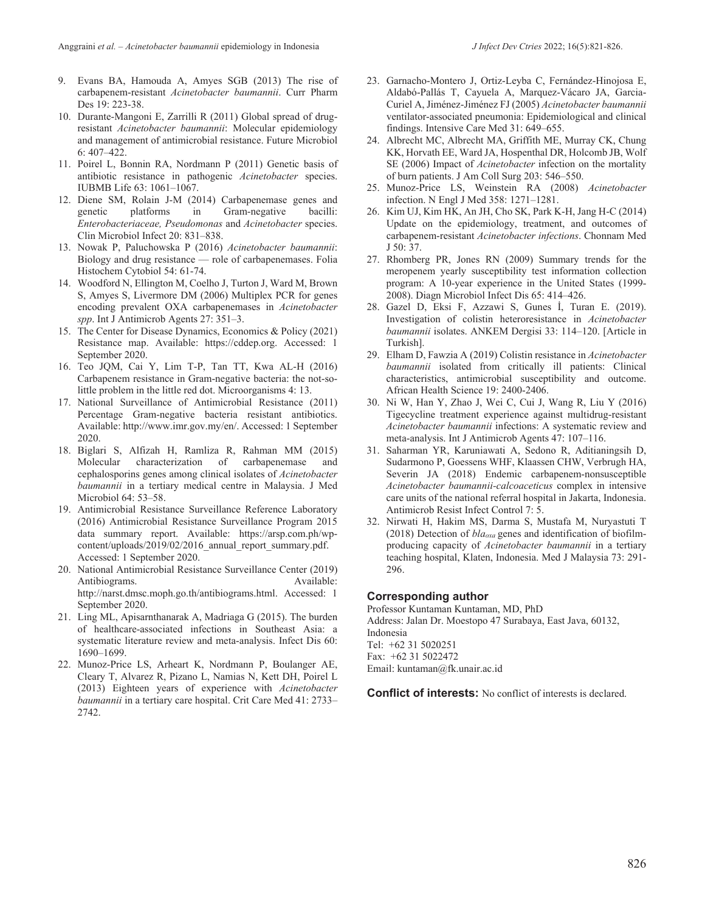9. Evans BA, Hamouda A, Amyes SGB (2013) The rise of carbapenem-resistant *Acinetobacter baumannii*. Curr Pharm Des 19: 223-38.
10. Durante-Mangoni E, Zarrilli R (2011) Global spread of drug-resistant *Acinetobacter baumannii*: Molecular epidemiology and management of antimicrobial resistance. Future Microbiol 6: 407–422.
11. Poirel L, Bonnin RA, Nordmann P (2011) Genetic basis of antibiotic resistance in pathogenic *Acinetobacter* species. IUBMB Life 63: 1061–1067.
12. Diene SM, Rolain J-M (2014) Carbapenemase genes and genetic platforms in Gram-negative bacilli: *Enterobacteriaceae, Pseudomonas* and *Acinetobacter* species. Clin Microbiol Infect 20: 831–838.
13. Nowak P, Paluchowska P (2016) *Acinetobacter baumannii*: Biology and drug resistance — role of carbapenemases. Folia Histochem Cytobiol 54: 61-74.
14. Woodford N, Ellington M, Coelho J, Turton J, Ward M, Brown S, Amyes S, Livermore DM (2006) Multiplex PCR for genes encoding prevalent OXA carbapenemases in *Acinetobacter spp*. Int J Antimicrob Agents 27: 351–3.
15. The Center for Disease Dynamics, Economics & Policy (2021) Resistance map. Available: https://cddep.org. Accessed: 1 September 2020.
16. Teo JQM, Cai Y, Lim T-P, Tan TT, Kwa AL-H (2016) Carbapenem resistance in Gram-negative bacteria: the not-so-little problem in the little red dot. Microorganisms 4: 13.
17. National Surveillance of Antimicrobial Resistance (2011) Percentage Gram-negative bacteria resistant antibiotics. Available: http://www.imr.gov.my/en/. Accessed: 1 September 2020.
18. Biglari S, Alfizah H, Ramliza R, Rahman MM (2015) Molecular characterization of carbapenemase and cephalosporins genes among clinical isolates of *Acinetobacter baumannii* in a tertiary medical centre in Malaysia. J Med Microbiol 64: 53–58.
19. Antimicrobial Resistance Surveillance Reference Laboratory (2016) Antimicrobial Resistance Surveillance Program 2015 data summary report. Available: https://arsp.com.ph/wp-content/uploads/2019/02/2016_annual_report_summary.pdf. Accessed: 1 September 2020.
20. National Antimicrobial Resistance Surveillance Center (2019) Antibiograms. Available: http://narst.dmsc.moph.go.th/antibiograms.html. Accessed: 1 September 2020.
21. Ling ML, Apisarnthanarak A, Madriaga G (2015). The burden of healthcare-associated infections in Southeast Asia: a systematic literature review and meta-analysis. Infect Dis 60: 1690–1699.
22. Munoz-Price LS, Arheart K, Nordmann P, Boulanger AE, Cleary T, Alvarez R, Pizano L, Namias N, Kett DH, Poirel L (2013) Eighteen years of experience with *Acinetobacter baumannii* in a tertiary care hospital. Crit Care Med 41: 2733–2742.
23. Garnacho-Montero J, Ortiz-Leyba C, Fernández-Hinojosa E, Aldabó-Pallás T, Cayuela A, Marquez-Vácaro JA, Garcia-Curiel A, Jiménez-Jiménez FJ (2005) *Acinetobacter baumannii* ventilator-associated pneumonia: Epidemiological and clinical findings. Intensive Care Med 31: 649–655.
24. Albrecht MC, Albrecht MA, Griffith ME, Murray CK, Chung KK, Horvath EE, Ward JA, Hospenthal DR, Holcomb JB, Wolf SE (2006) Impact of *Acinetobacter* infection on the mortality of burn patients. J Am Coll Surg 203: 546–550.
25. Munoz-Price LS, Weinstein RA (2008) *Acinetobacter* infection. N Engl J Med 358: 1271–1281.
26. Kim UJ, Kim HK, An JH, Cho SK, Park K-H, Jang H-C (2014) Update on the epidemiology, treatment, and outcomes of carbapenem-resistant *Acinetobacter infections*. Chonnam Med J 50: 37.
27. Rhomberg PR, Jones RN (2009) Summary trends for the meropenem yearly susceptibility test information collection program: A 10-year experience in the United States (1999-2008). Diagn Microbiol Infect Dis 65: 414–426.
28. Gazel D, Eksi F, Azzawi S, Gunes İ, Turan E. (2019). Investigation of colistin heteroresistance in *Acinetobacter baumannii* isolates. ANKEM Dergisi 33: 114–120. [Article in Turkish].
29. Elham D, Fawzia A (2019) Colistin resistance in *Acinetobacter baumannii* isolated from critically ill patients: Clinical characteristics, antimicrobial susceptibility and outcome. African Health Science 19: 2400-2406.
30. Ni W, Han Y, Zhao J, Wei C, Cui J, Wang R, Liu Y (2016) Tigecycline treatment experience against multidrug-resistant *Acinetobacter baumannii* infections: A systematic review and meta-analysis. Int J Antimicrob Agents 47: 107–116.
31. Saharman YR, Karuniawati A, Sedono R, Aditianingsih D, Sudarmono P, Goessens WHF, Klaassen CHW, Verbrugh HA, Severin JA (2018) Endemic carbapenem-nonsusceptible *Acinetobacter baumannii-calcoaceticus* complex in intensive care units of the national referral hospital in Jakarta, Indonesia. Antimicrob Resist Infect Control 7: 5.
32. Nirwati H, Hakim MS, Darma S, Mustafa M, Nuryastuti T (2018) Detection of $bla_{oxa}$ genes and identification of biofilm-producing capacity of *Acinetobacter baumannii* in a tertiary teaching hospital, Klaten, Indonesia. Med J Malaysia 73: 291-296.

## Corresponding author

Professor Kuntaman Kuntaman, MD, PhD
Address: Jalan Dr. Moestopo 47 Surabaya, East Java, 60132, Indonesia
Tel: +62 31 5020251
Fax: +62 31 5022472
Email: kuntaman@fk.unair.ac.id

**Conflict of interests:** No conflict of interests is declared.